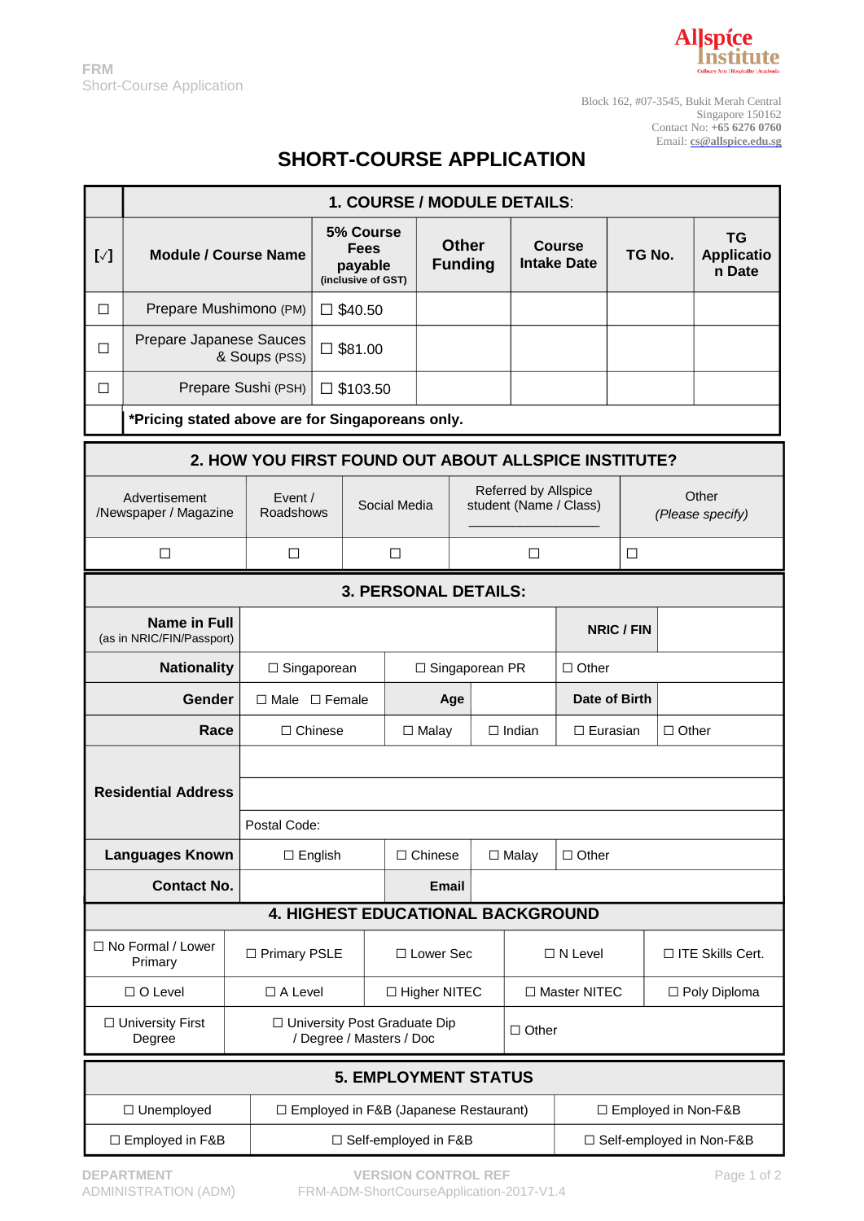FRM
Short-Course Application

Allspice Institute
Culinary Arts | Hospitality | Academia

Block 162, #07-3545, Bukit Merah Central
Singapore 150162
Contact No: +65 6276 0760
Email: cs@allspice.edu.sg

# SHORT-COURSE APPLICATION

| | **1. COURSE / MODULE DETAILS:** | | | | | |
|---|---|---|---|---|---|---|
| [√] | **Module / Course Name** | **5% Course Fees payable** (inclusive of GST) | **Other Funding** | **Course Intake Date** | **TG No.** | **TG Application Date** |
| ☐ | Prepare Mushimono (PM) | ☐ $40.50 | | | | |
| ☐ | Prepare Japanese Sauces & Soups (PSS) | ☐ $81.00 | | | | |
| ☐ | Prepare Sushi (PSH) | ☐ $103.50 | | | | |
| | **\*Pricing stated above are for Singaporeans only.** | | | | | |

| **2. HOW YOU FIRST FOUND OUT ABOUT ALLSPICE INSTITUTE?** | | | | |
|---|---|---|---|---|
| Advertisement /Newspaper / Magazine | Event / Roadshows | Social Media | Referred by Allspice student (Name / Class) ______________ | Other *(Please specify)* |
| ☐ | ☐ | ☐ | ☐ | ☐ |

| **3. PERSONAL DETAILS:** | | | | | |
|---|---|---|---|---|---|
| **Name in Full** (as in NRIC/FIN/Passport) | | | | **NRIC / FIN** | |
| **Nationality** | ☐ Singaporean | ☐ Singaporean PR | | ☐ Other | |
| **Gender** | ☐ Male ☐ Female | **Age** | | **Date of Birth** | |
| **Race** | ☐ Chinese | ☐ Malay | ☐ Indian | ☐ Eurasian | ☐ Other |
| **Residential Address** | | | | | |
| | | | | | |
| | Postal Code: | | | | |
| **Languages Known** | ☐ English | ☐ Chinese | ☐ Malay | ☐ Other | |
| **Contact No.** | | **Email** | | | |

| **4. HIGHEST EDUCATIONAL BACKGROUND** | | | | |
|---|---|---|---|---|
| ☐ No Formal / Lower Primary | ☐ Primary PSLE | ☐ Lower Sec | ☐ N Level | ☐ ITE Skills Cert. |
| ☐ O Level | ☐ A Level | ☐ Higher NITEC | ☐ Master NITEC | ☐ Poly Diploma |
| ☐ University First Degree | ☐ University Post Graduate Dip / Degree / Masters / Doc | | ☐ Other | |

| **5. EMPLOYMENT STATUS** | | |
|---|---|---|
| ☐ Unemployed | ☐ Employed in F&B (Japanese Restaurant) | ☐ Employed in Non-F&B |
| ☐ Employed in F&B | ☐ Self-employed in F&B | ☐ Self-employed in Non-F&B |

DEPARTMENT
ADMINISTRATION (ADM)

VERSION CONTROL REF
FRM-ADM-ShortCourseApplication-2017-V1.4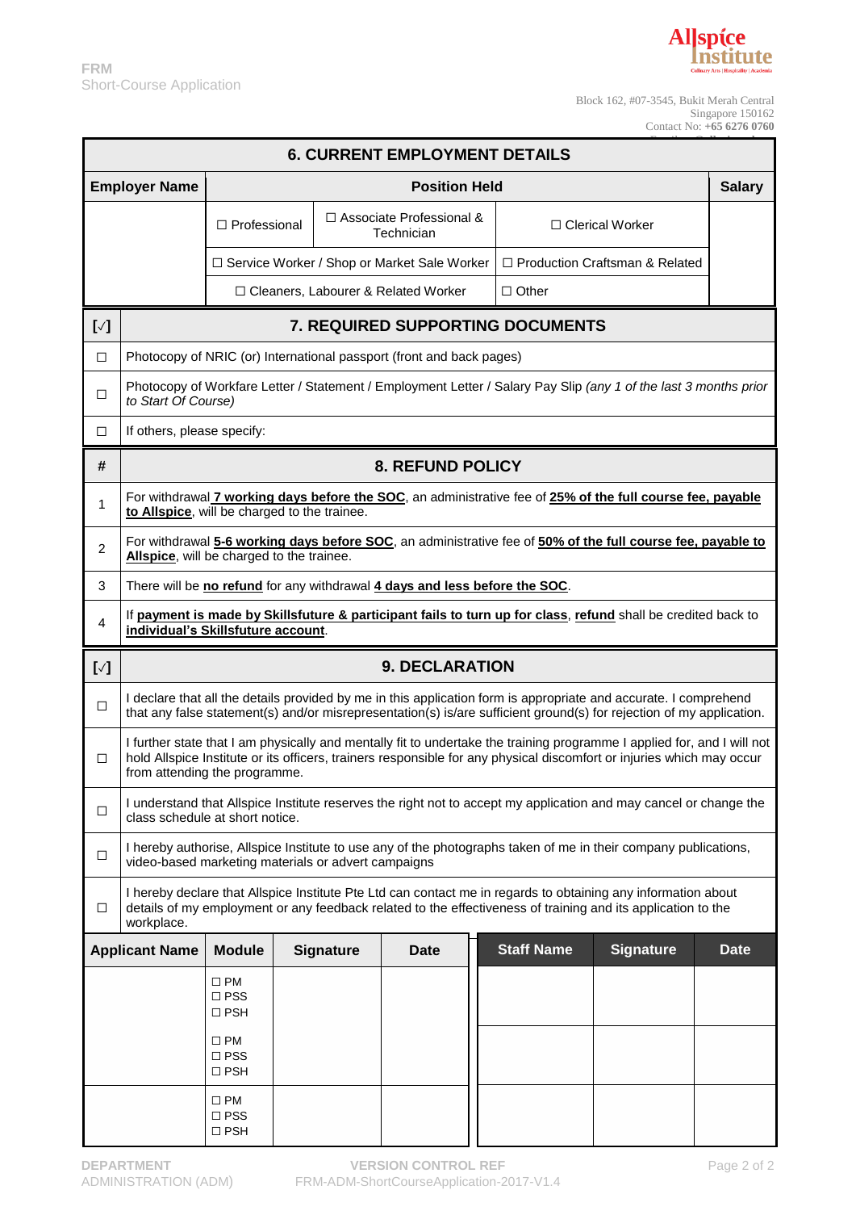FRM
Short-Course Application

Block 162, #07-3545, Bukit Merah Central
Singapore 150162
Contact No: +65 6276 0760

## 6. CURRENT EMPLOYMENT DETAILS

| Employer Name | Position Held | | | Salary |
|---|---|---|---|---|
| | ☐ Professional | ☐ Associate Professional & Technician | ☐ Clerical Worker | |
| | ☐ Service Worker / Shop or Market Sale Worker | | ☐ Production Craftsman & Related | |
| | ☐ Cleaners, Labourer & Related Worker | | ☐ Other | |

| [√] | 7. REQUIRED SUPPORTING DOCUMENTS |
|---|---|
| ☐ | Photocopy of NRIC (or) International passport (front and back pages) |
| ☐ | Photocopy of Workfare Letter / Statement / Employment Letter / Salary Pay Slip *(any 1 of the last 3 months prior to Start Of Course)* |
| ☐ | If others, please specify: |

| # | 8. REFUND POLICY |
|---|---|
| 1 | For withdrawal **7 working days before the SOC**, an administrative fee of **25% of the full course fee, payable to Allspice**, will be charged to the trainee. |
| 2 | For withdrawal **5-6 working days before SOC**, an administrative fee of **50% of the full course fee, payable to Allspice**, will be charged to the trainee. |
| 3 | There will be **no refund** for any withdrawal **4 days and less before the SOC**. |
| 4 | If **payment is made by Skillsfuture & participant fails to turn up for class**, **refund** shall be credited back to **individual's Skillsfuture account**. |

| [√] | 9. DECLARATION |
|---|---|
| ☐ | I declare that all the details provided by me in this application form is appropriate and accurate. I comprehend that any false statement(s) and/or misrepresentation(s) is/are sufficient ground(s) for rejection of my application. |
| ☐ | I further state that I am physically and mentally fit to undertake the training programme I applied for, and I will not hold Allspice Institute or its officers, trainers responsible for any physical discomfort or injuries which may occur from attending the programme. |
| ☐ | I understand that Allspice Institute reserves the right not to accept my application and may cancel or change the class schedule at short notice. |
| ☐ | I hereby authorise, Allspice Institute to use any of the photographs taken of me in their company publications, video-based marketing materials or advert campaigns |
| ☐ | I hereby declare that Allspice Institute Pte Ltd can contact me in regards to obtaining any information about details of my employment or any feedback related to the effectiveness of training and its application to the workplace. |

| Applicant Name | Module | Signature | Date | Staff Name | Signature | Date |
|---|---|---|---|---|---|---|
| | ☐ PM ☐ PSS ☐ PSH | | | | | |
| | ☐ PM ☐ PSS ☐ PSH | | | | | |
| | ☐ PM ☐ PSS ☐ PSH | | | | | |

DEPARTMENT
ADMINISTRATION (ADM)

VERSION CONTROL REF
FRM-ADM-ShortCourseApplication-2017-V1.4